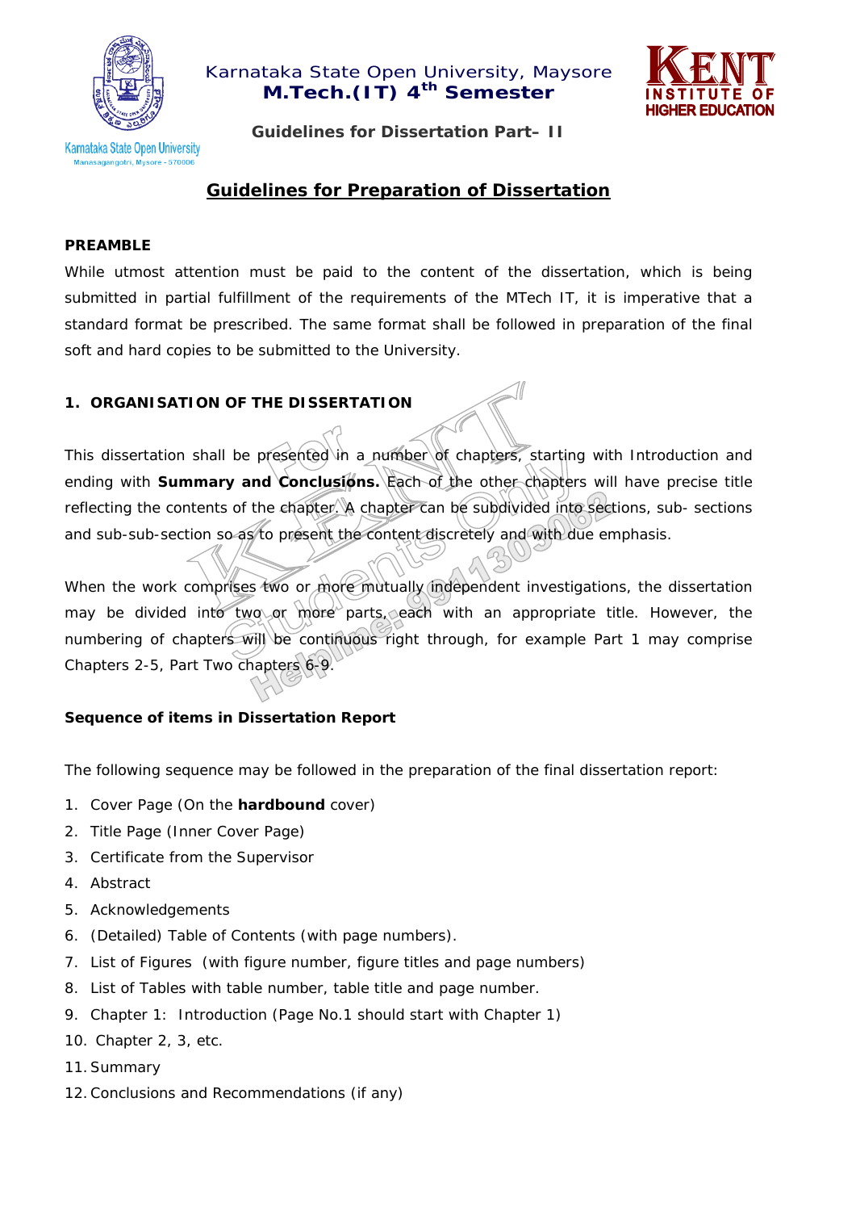Karnataka State Open University, Maysore

**M.Tech.(IT) 4th Semester**

**Guidelines for Dissertation Part– II**

# Guidelines for Preparation of Dissertation

**PREAMBLE**

While utmost attention must be paid to the content of the dissertation, which is being submitted in partial fulfillment of the requirements of the MTech IT, it is imperative that a standard format be prescribed. The same format shall be followed in preparation of the final soft and hard copies to be submitted to the University.

## 1. ORGANISATION OF THE DISSERTATION

This dissertation shall be presented in a number of chapters, starting with Introduction and ending with **Summary and Conclusions.** Each of the other chapters will have precise title reflecting the contents of the chapter. A chapter can be subdivided into sections, sub- sections and sub-sub-section so as to present the content discretely and with due emphasis.

When the work comprises two or more mutually independent investigations, the dissertation may be divided into two or more parts, each with an appropriate title. However, the numbering of chapters will be continuous right through, for example Part 1 may comprise Chapters 2-5, Part Two chapters 6-9.

**Sequence of items in Dissertation Report**

The following sequence may be followed in the preparation of the final dissertation report:

1. Cover Page (On the **hardbound** cover)
2. Title Page (Inner Cover Page)
3. Certificate from the Supervisor
4. Abstract
5. Acknowledgements
6. (Detailed) Table of Contents (with page numbers).
7. List of Figures (with figure number, figure titles and page numbers)
8. List of Tables with table number, table title and page number.
9. Chapter 1: Introduction (Page No.1 should start with Chapter 1)
10. Chapter 2, 3, etc.
11. Summary
12. Conclusions and Recommendations (if any)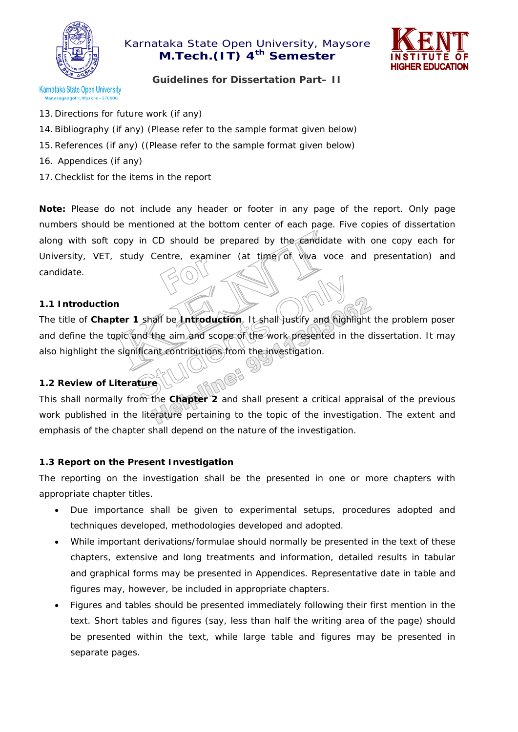13. Directions for future work (if any)
14. Bibliography (if any) (Please refer to the sample format given below)
15. References (if any) ((Please refer to the sample format given below)
16. Appendices (if any)
17. Checklist for the items in the report

**Note:** Please do not include any header or footer in any page of the report. Only page numbers should be mentioned at the bottom center of each page. Five copies of dissertation along with soft copy in CD should be prepared by the candidate with one copy each for University, VET, study Centre, examiner (at time of viva voce and presentation) and candidate.

### 1.1 Introduction

The title of **Chapter 1** shall be **Introduction**. It shall justify and highlight the problem poser and define the topic and the aim and scope of the work presented in the dissertation. It may also highlight the significant contributions from the investigation.

### 1.2 Review of Literature

This shall normally from the **Chapter 2** and shall present a critical appraisal of the previous work published in the literature pertaining to the topic of the investigation. The extent and emphasis of the chapter shall depend on the nature of the investigation.

### 1.3 Report on the Present Investigation

The reporting on the investigation shall be the presented in one or more chapters with appropriate chapter titles.

- Due importance shall be given to experimental setups, procedures adopted and techniques developed, methodologies developed and adopted.
- While important derivations/formulae should normally be presented in the text of these chapters, extensive and long treatments and information, detailed results in tabular and graphical forms may be presented in Appendices. Representative date in table and figures may, however, be included in appropriate chapters.
- Figures and tables should be presented immediately following their first mention in the text. Short tables and figures (say, less than half the writing area of the page) should be presented within the text, while large table and figures may be presented in separate pages.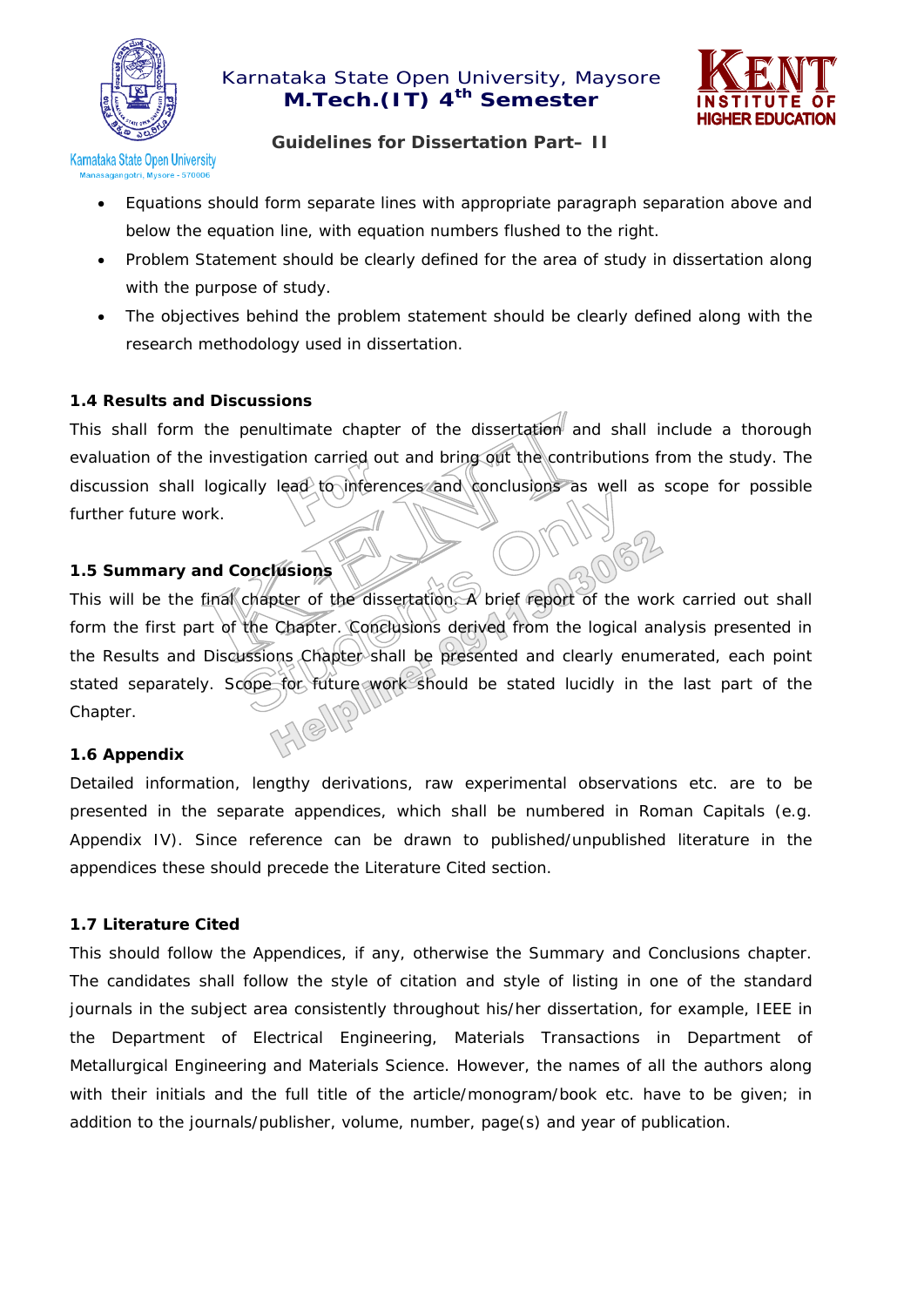- Equations should form separate lines with appropriate paragraph separation above and below the equation line, with equation numbers flushed to the right.
- Problem Statement should be clearly defined for the area of study in dissertation along with the purpose of study.
- The objectives behind the problem statement should be clearly defined along with the research methodology used in dissertation.

### 1.4 Results and Discussions

This shall form the penultimate chapter of the dissertation and shall include a thorough evaluation of the investigation carried out and bring out the contributions from the study. The discussion shall logically lead to inferences and conclusions as well as scope for possible further future work.

### 1.5 Summary and Conclusions

This will be the final chapter of the dissertation. A brief report of the work carried out shall form the first part of the Chapter. Conclusions derived from the logical analysis presented in the Results and Discussions Chapter shall be presented and clearly enumerated, each point stated separately. Scope for future work should be stated lucidly in the last part of the Chapter.

### 1.6 Appendix

Detailed information, lengthy derivations, raw experimental observations etc. are to be presented in the separate appendices, which shall be numbered in Roman Capitals (e.g. Appendix IV). Since reference can be drawn to published/unpublished literature in the appendices these should precede the Literature Cited section.

### 1.7 Literature Cited

This should follow the Appendices, if any, otherwise the Summary and Conclusions chapter. The candidates shall follow the style of citation and style of listing in one of the standard journals in the subject area consistently throughout his/her dissertation, for example, IEEE in the Department of Electrical Engineering, Materials Transactions in Department of Metallurgical Engineering and Materials Science. However, the names of all the authors along with their initials and the full title of the article/monogram/book etc. have to be given; in addition to the journals/publisher, volume, number, page(s) and year of publication.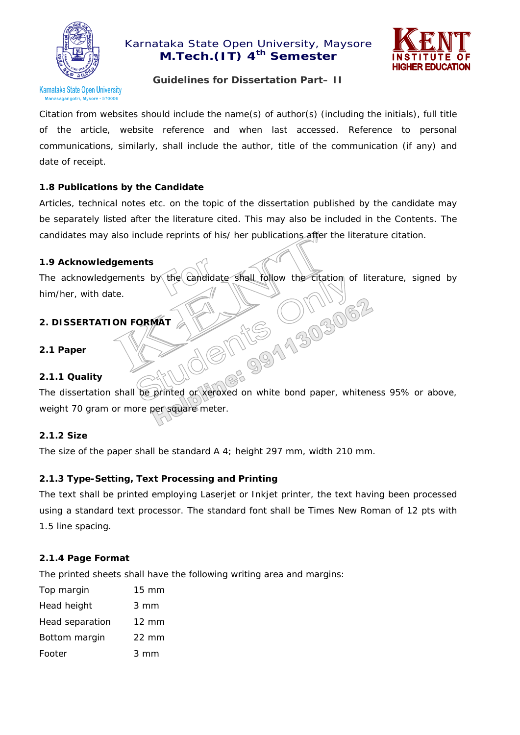Citation from websites should include the name(s) of author(s) (including the initials), full title of the article, website reference and when last accessed. Reference to personal communications, similarly, shall include the author, title of the communication (if any) and date of receipt.

### 1.8 Publications by the Candidate

Articles, technical notes etc. on the topic of the dissertation published by the candidate may be separately listed after the literature cited. This may also be included in the Contents. The candidates may also include reprints of his/ her publications after the literature citation.

### 1.9 Acknowledgements

The acknowledgements by the candidate shall follow the citation of literature, signed by him/her, with date.

## 2. DISSERTATION FORMAT

### 2.1 Paper

#### 2.1.1 Quality

The dissertation shall be printed or xeroxed on white bond paper, whiteness 95% or above, weight 70 gram or more per square meter.

#### 2.1.2 Size

The size of the paper shall be standard A 4; height 297 mm, width 210 mm.

#### 2.1.3 Type-Setting, Text Processing and Printing

The text shall be printed employing Laserjet or Inkjet printer, the text having been processed using a standard text processor. The standard font shall be Times New Roman of 12 pts with 1.5 line spacing.

#### 2.1.4 Page Format

The printed sheets shall have the following writing area and margins:

| | |
|---|---|
| Top margin | 15 mm |
| Head height | 3 mm |
| Head separation | 12 mm |
| Bottom margin | 22 mm |
| Footer | 3 mm |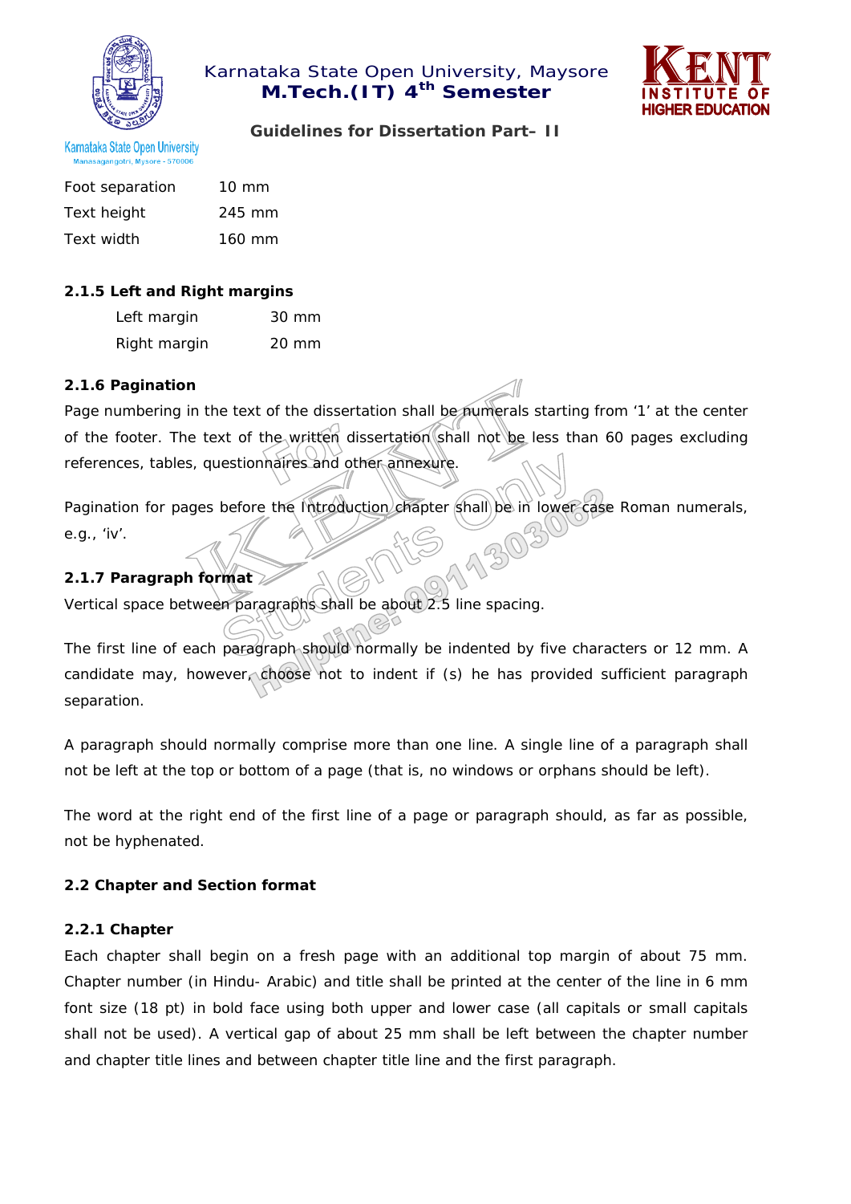| | |
|---|---|
| Foot separation | 10 mm |
| Text height | 245 mm |
| Text width | 160 mm |

### 2.1.5 Left and Right margins

| | |
|---|---|
| Left margin | 30 mm |
| Right margin | 20 mm |

### 2.1.6 Pagination

Page numbering in the text of the dissertation shall be numerals starting from '1' at the center of the footer. The text of the written dissertation shall not be less than 60 pages excluding references, tables, questionnaires and other annexure.

Pagination for pages before the Introduction chapter shall be in lower case Roman numerals, e.g., 'iv'.

### 2.1.7 Paragraph format

Vertical space between paragraphs shall be about 2.5 line spacing.

The first line of each paragraph should normally be indented by five characters or 12 mm. A candidate may, however, choose not to indent if (s) he has provided sufficient paragraph separation.

A paragraph should normally comprise more than one line. A single line of a paragraph shall not be left at the top or bottom of a page (that is, no windows or orphans should be left).

The word at the right end of the first line of a page or paragraph should, as far as possible, not be hyphenated.

## 2.2 Chapter and Section format

### 2.2.1 Chapter

Each chapter shall begin on a fresh page with an additional top margin of about 75 mm. Chapter number (in Hindu- Arabic) and title shall be printed at the center of the line in 6 mm font size (18 pt) in bold face using both upper and lower case (all capitals or small capitals shall not be used). A vertical gap of about 25 mm shall be left between the chapter number and chapter title lines and between chapter title line and the first paragraph.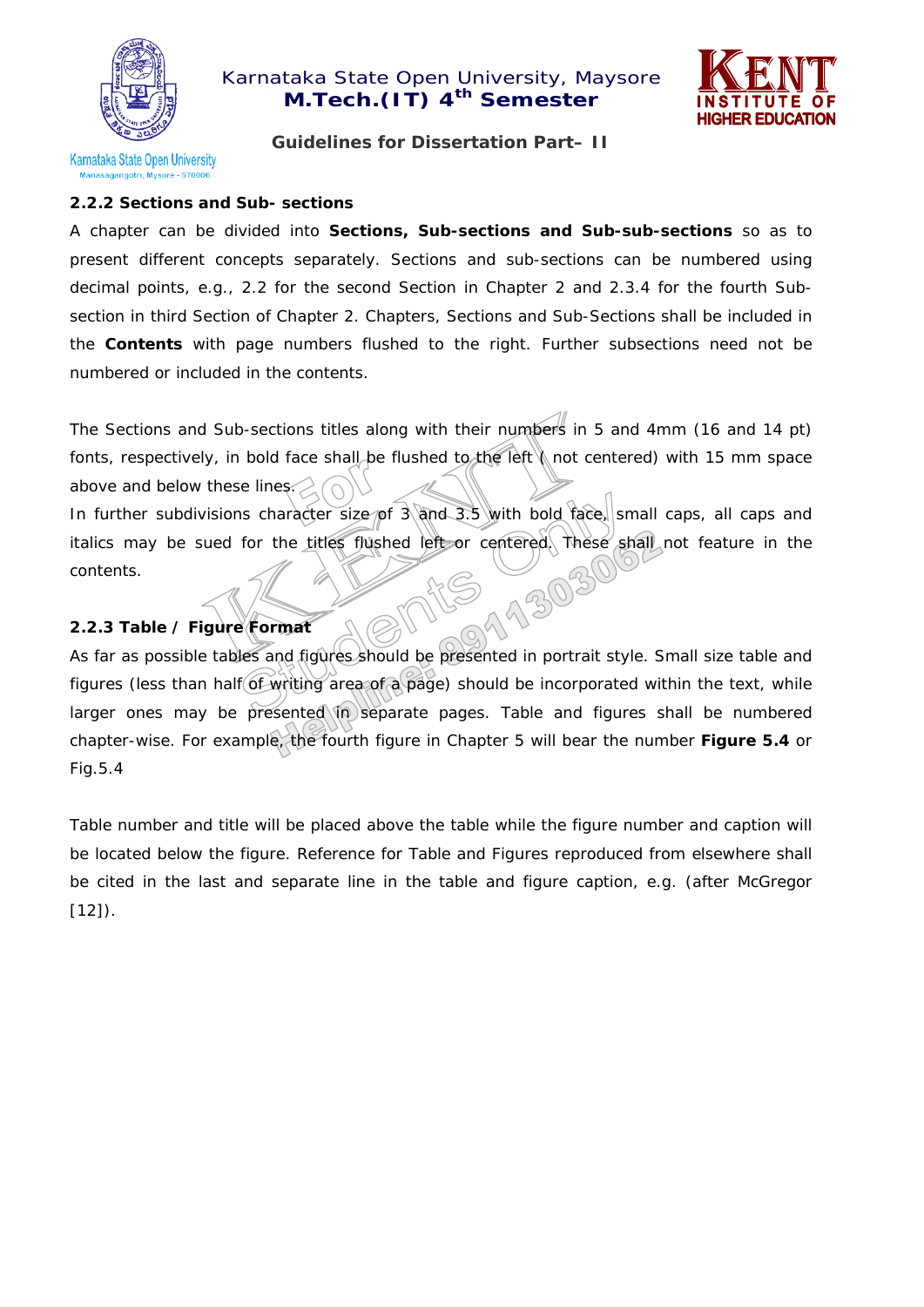### 2.2.2 Sections and Sub- sections

A chapter can be divided into **Sections, Sub-sections and Sub-sub-sections** so as to present different concepts separately. Sections and sub-sections can be numbered using decimal points, e.g., 2.2 for the second Section in Chapter 2 and 2.3.4 for the fourth Sub-section in third Section of Chapter 2. Chapters, Sections and Sub-Sections shall be included in the **Contents** with page numbers flushed to the right. Further subsections need not be numbered or included in the contents.

The Sections and Sub-sections titles along with their numbers in 5 and 4mm (16 and 14 pt) fonts, respectively, in bold face shall be flushed to the left ( not centered) with 15 mm space above and below these lines.

In further subdivisions character size of 3 and 3.5 with bold face, small caps, all caps and italics may be sued for the titles flushed left or centered. These shall not feature in the contents.

### 2.2.3 Table / Figure Format

As far as possible tables and figures should be presented in portrait style. Small size table and figures (less than half of writing area of a page) should be incorporated within the text, while larger ones may be presented in separate pages. Table and figures shall be numbered chapter-wise. For example, the fourth figure in Chapter 5 will bear the number **Figure 5.4** or Fig.5.4

Table number and title will be placed above the table while the figure number and caption will be located below the figure. Reference for Table and Figures reproduced from elsewhere shall be cited in the last and separate line in the table and figure caption, e.g. (after McGregor [12]).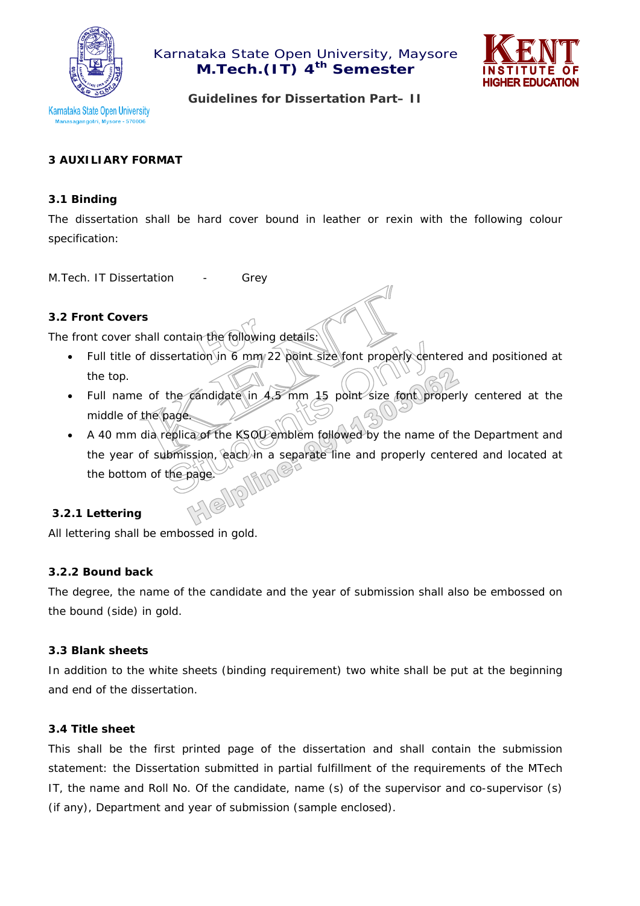## 3 AUXILIARY FORMAT

### 3.1 Binding

The dissertation shall be hard cover bound in leather or rexin with the following colour specification:

M.Tech. IT Dissertation - Grey

### 3.2 Front Covers

The front cover shall contain the following details:

- Full title of dissertation in 6 mm 22 point size font properly centered and positioned at the top.
- Full name of the candidate in 4.5 mm 15 point size font properly centered at the middle of the page.
- A 40 mm dia replica of the KSOU emblem followed by the name of the Department and the year of submission, each in a separate line and properly centered and located at the bottom of the page.

#### 3.2.1 Lettering

All lettering shall be embossed in gold.

#### 3.2.2 Bound back

The degree, the name of the candidate and the year of submission shall also be embossed on the bound (side) in gold.

### 3.3 Blank sheets

In addition to the white sheets (binding requirement) two white shall be put at the beginning and end of the dissertation.

### 3.4 Title sheet

This shall be the first printed page of the dissertation and shall contain the submission statement: the Dissertation submitted in partial fulfillment of the requirements of the MTech IT, the name and Roll No. Of the candidate, name (s) of the supervisor and co-supervisor (s) (if any), Department and year of submission (sample enclosed).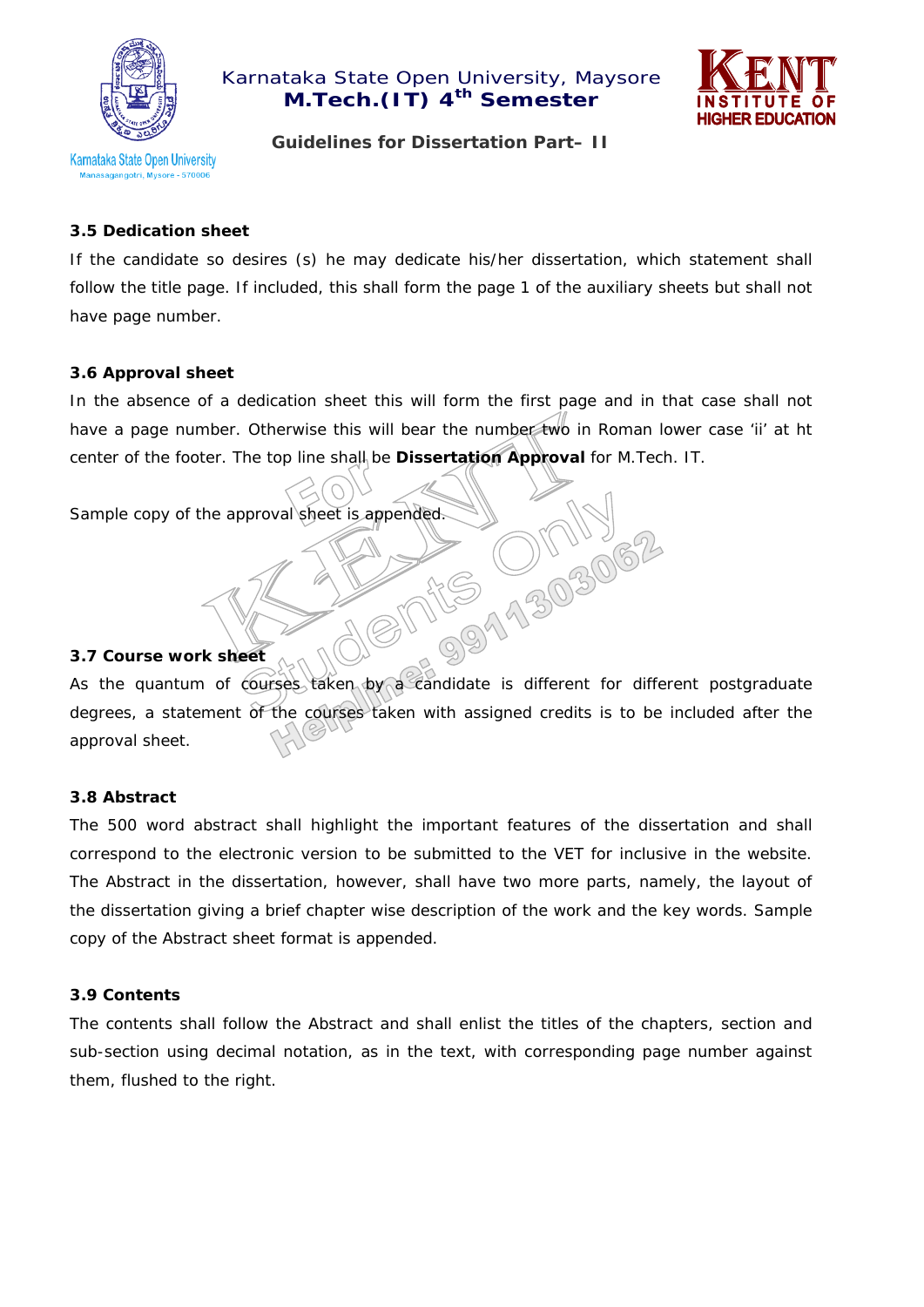### 3.5 Dedication sheet

If the candidate so desires (s) he may dedicate his/her dissertation, which statement shall follow the title page. If included, this shall form the page 1 of the auxiliary sheets but shall not have page number.

### 3.6 Approval sheet

In the absence of a dedication sheet this will form the first page and in that case shall not have a page number. Otherwise this will bear the number two in Roman lower case 'ii' at ht center of the footer. The top line shall be **Dissertation Approval** for M.Tech. IT.

Sample copy of the approval sheet is appended.

### 3.7 Course work sheet

As the quantum of courses taken by a candidate is different for different postgraduate degrees, a statement of the courses taken with assigned credits is to be included after the approval sheet.

### 3.8 Abstract

The 500 word abstract shall highlight the important features of the dissertation and shall correspond to the electronic version to be submitted to the VET for inclusive in the website. The Abstract in the dissertation, however, shall have two more parts, namely, the layout of the dissertation giving a brief chapter wise description of the work and the key words. Sample copy of the Abstract sheet format is appended.

### 3.9 Contents

The contents shall follow the Abstract and shall enlist the titles of the chapters, section and sub-section using decimal notation, as in the text, with corresponding page number against them, flushed to the right.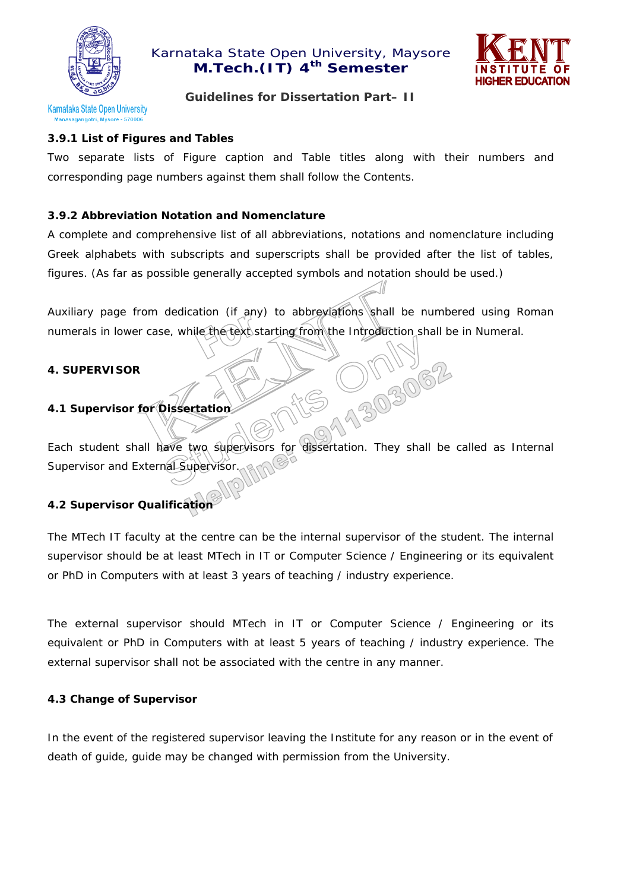### 3.9.1 List of Figures and Tables

Two separate lists of Figure caption and Table titles along with their numbers and corresponding page numbers against them shall follow the Contents.

### 3.9.2 Abbreviation Notation and Nomenclature

A complete and comprehensive list of all abbreviations, notations and nomenclature including Greek alphabets with subscripts and superscripts shall be provided after the list of tables, figures. (As far as possible generally accepted symbols and notation should be used.)

Auxiliary page from dedication (if any) to abbreviations shall be numbered using Roman numerals in lower case, while the text starting from the Introduction shall be in Numeral.

## 4. SUPERVISOR

### 4.1 Supervisor for Dissertation

Each student shall have two supervisors for dissertation. They shall be called as Internal Supervisor and External Supervisor.

### 4.2 Supervisor Qualification

The MTech IT faculty at the centre can be the internal supervisor of the student. The internal supervisor should be at least MTech in IT or Computer Science / Engineering or its equivalent or PhD in Computers with at least 3 years of teaching / industry experience.

The external supervisor should MTech in IT or Computer Science / Engineering or its equivalent or PhD in Computers with at least 5 years of teaching / industry experience. The external supervisor shall not be associated with the centre in any manner.

### 4.3 Change of Supervisor

In the event of the registered supervisor leaving the Institute for any reason or in the event of death of guide, guide may be changed with permission from the University.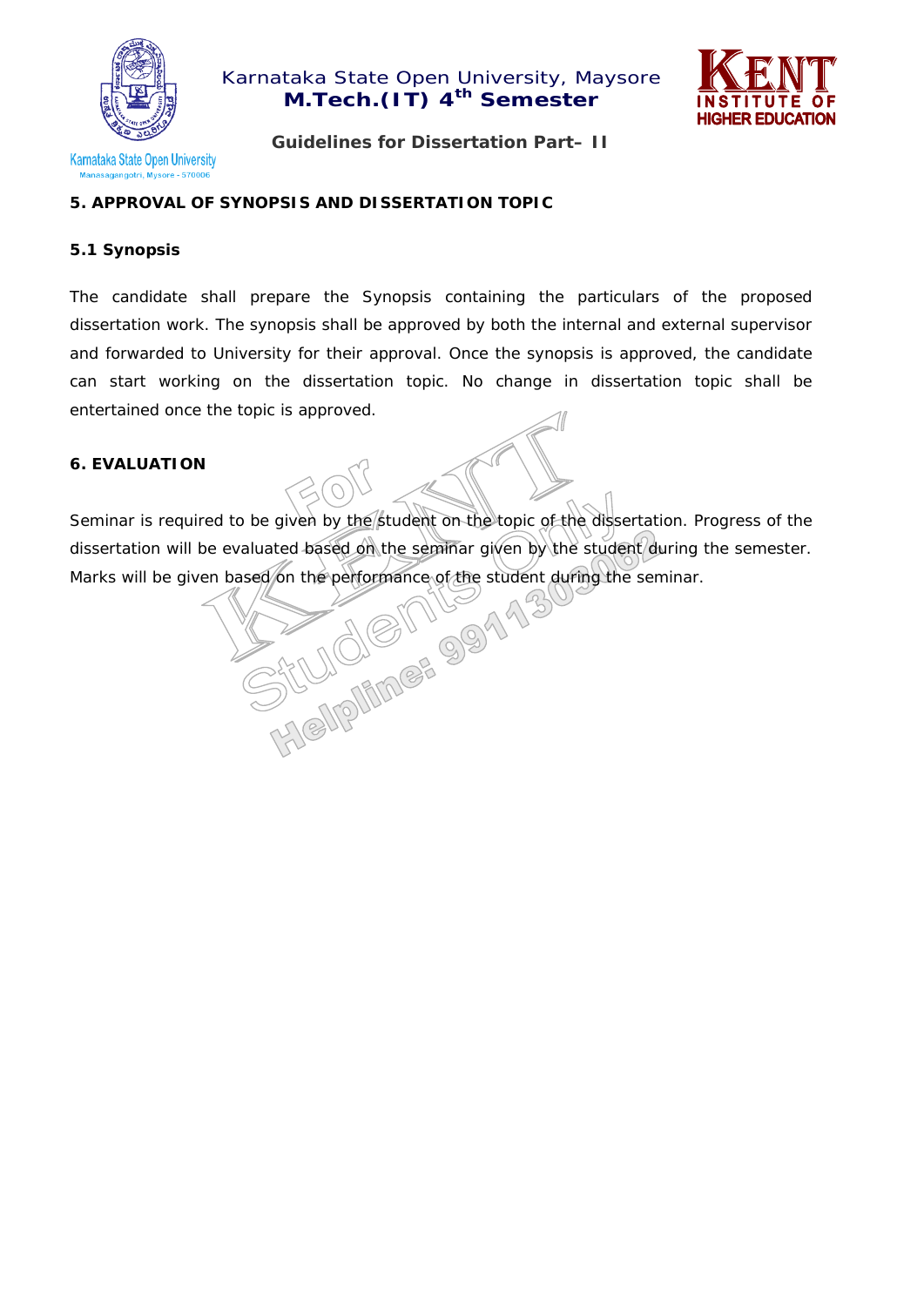## 5. APPROVAL OF SYNOPSIS AND DISSERTATION TOPIC

### 5.1 Synopsis

The candidate shall prepare the Synopsis containing the particulars of the proposed dissertation work. The synopsis shall be approved by both the internal and external supervisor and forwarded to University for their approval. Once the synopsis is approved, the candidate can start working on the dissertation topic. No change in dissertation topic shall be entertained once the topic is approved.

## 6. EVALUATION

Seminar is required to be given by the student on the topic of the dissertation. Progress of the dissertation will be evaluated based on the seminar given by the student during the semester. Marks will be given based on the performance of the student during the seminar.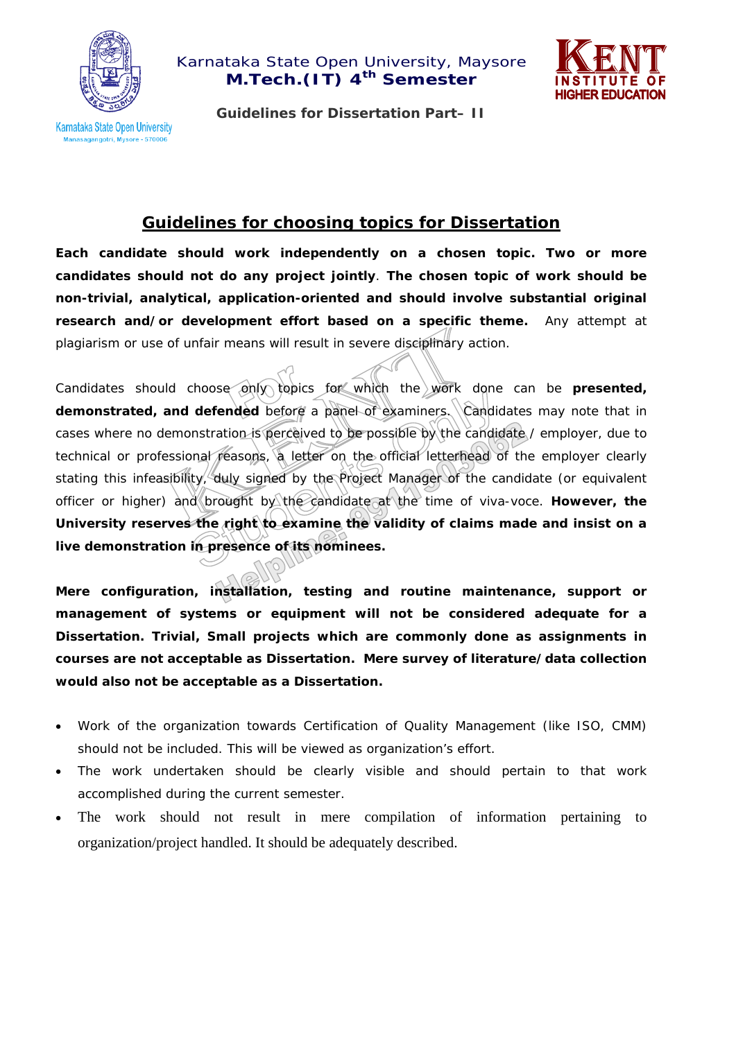## Guidelines for choosing topics for Dissertation

**Each candidate should work independently on a chosen topic. Two or more candidates should not do any project jointly**. **The chosen topic of work should be non-trivial, analytical, application-oriented and should involve substantial original research and/or development effort based on a specific theme.** Any attempt at plagiarism or use of unfair means will result in severe disciplinary action.

Candidates should choose only topics for which the work done can be **presented, demonstrated, and defended** before a panel of examiners. Candidates may note that in cases where no demonstration is perceived to be possible by the candidate / employer, due to technical or professional reasons, a letter on the official letterhead of the employer clearly stating this infeasibility, duly signed by the Project Manager of the candidate (or equivalent officer or higher) and brought by the candidate at the time of viva-voce. **However, the University reserves the right to examine the validity of claims made and insist on a live demonstration in presence of its nominees.**

**Mere configuration, installation, testing and routine maintenance, support or management of systems or equipment will not be considered adequate for a Dissertation. Trivial, Small projects which are commonly done as assignments in courses are not acceptable as Dissertation. Mere survey of literature/data collection would also not be acceptable as a Dissertation.**

- Work of the organization towards Certification of Quality Management (like ISO, CMM) should not be included. This will be viewed as organization's effort.
- The work undertaken should be clearly visible and should pertain to that work accomplished during the current semester.
- The work should not result in mere compilation of information pertaining to organization/project handled. It should be adequately described.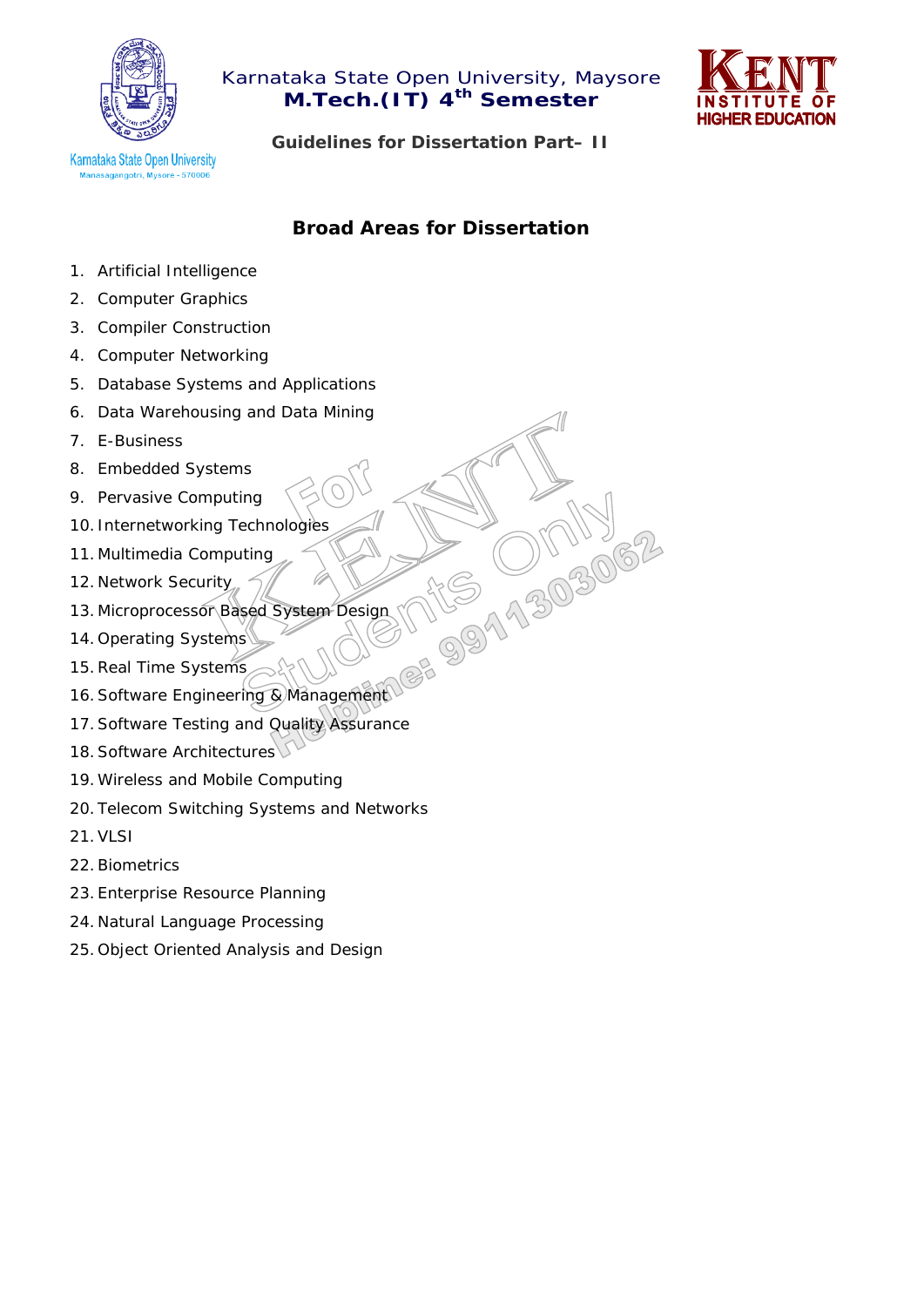Karnataka State Open University, Maysore
**M.Tech.(IT) 4th Semester**

**Guidelines for Dissertation Part– II**

## Broad Areas for Dissertation

1. Artificial Intelligence
2. Computer Graphics
3. Compiler Construction
4. Computer Networking
5. Database Systems and Applications
6. Data Warehousing and Data Mining
7. E-Business
8. Embedded Systems
9. Pervasive Computing
10. Internetworking Technologies
11. Multimedia Computing
12. Network Security
13. Microprocessor Based System Design
14. Operating Systems
15. Real Time Systems
16. Software Engineering & Management
17. Software Testing and Quality Assurance
18. Software Architectures
19. Wireless and Mobile Computing
20. Telecom Switching Systems and Networks
21. VLSI
22. Biometrics
23. Enterprise Resource Planning
24. Natural Language Processing
25. Object Oriented Analysis and Design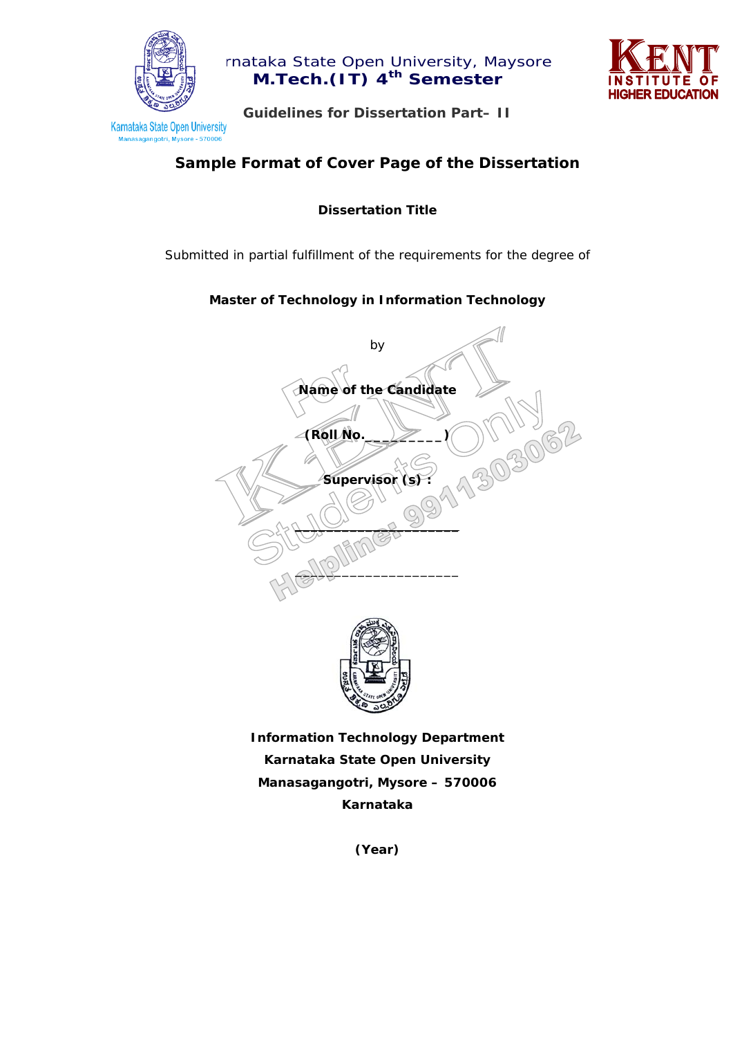## Sample Format of Cover Page of the Dissertation

**Dissertation Title**

Submitted in partial fulfillment of the requirements for the degree of

**Master of Technology in Information Technology**

by

**Name of the Candidate**

**(Roll No._________)**

**Supervisor (s) :**

____________________

____________________

**Information Technology Department**

**Karnataka State Open University**

**Manasagangotri, Mysore – 570006**

**Karnataka**

**(Year)**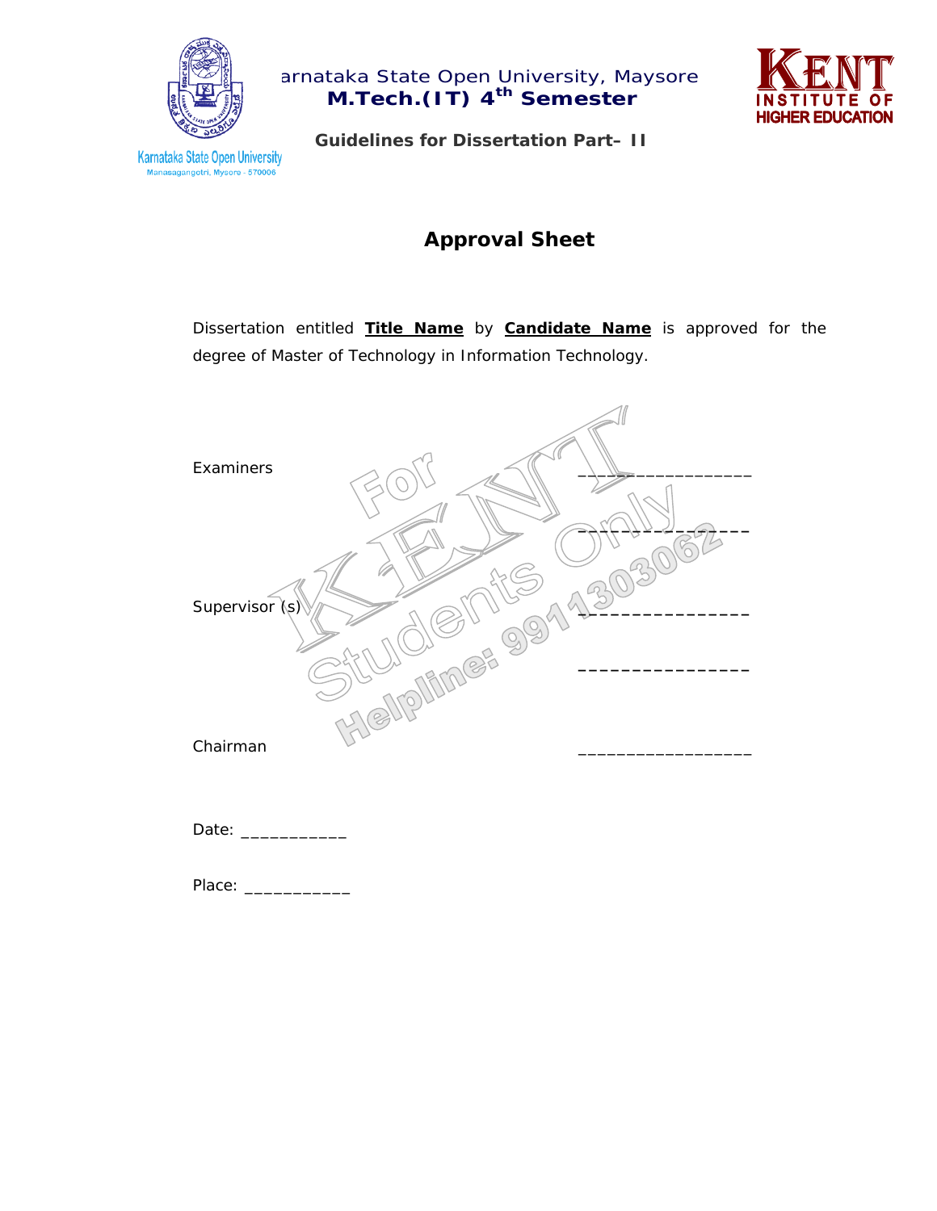# Approval Sheet

Dissertation entitled **Title Name** by **Candidate Name** is approved for the degree of Master of Technology in Information Technology.

Examiners ________________

________________

Supervisor (s) ________________

________________

Chairman ________________

Date: ___________

Place: ___________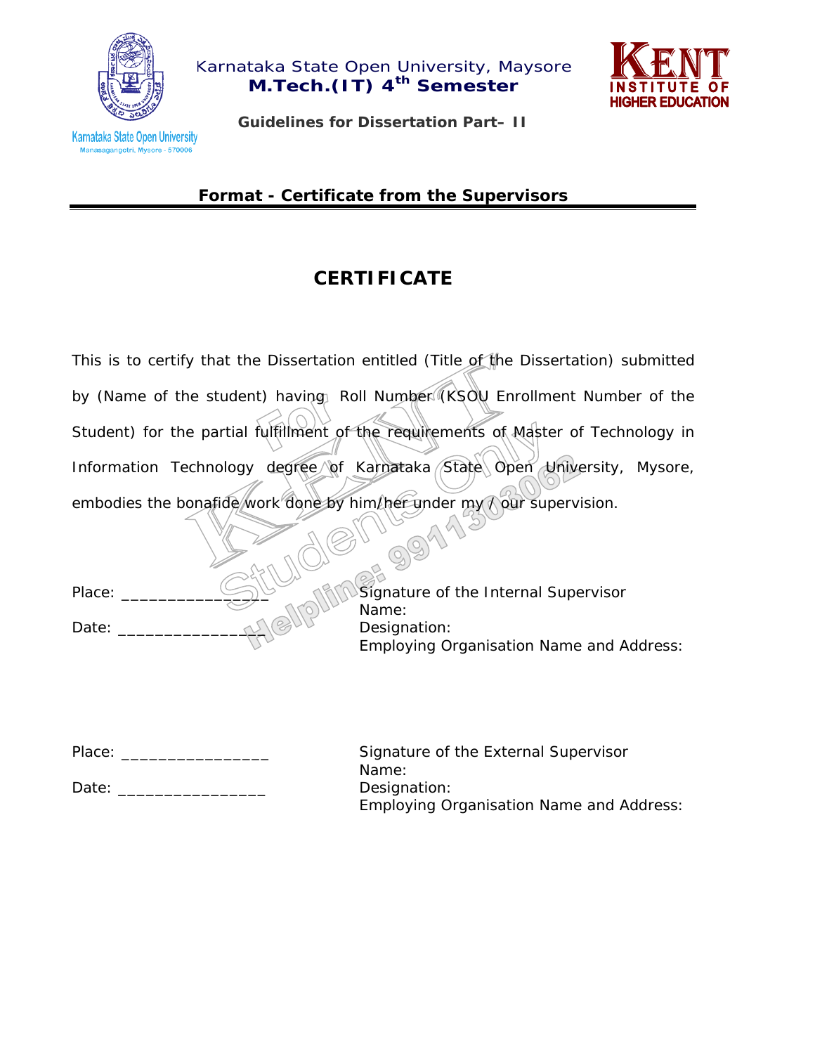## Format - Certificate from the Supervisors

# CERTIFICATE

This is to certify that the Dissertation entitled (Title of the Dissertation) submitted by (Name of the student) having Roll Number (KSOU Enrollment Number of the Student) for the partial fulfillment of the requirements of Master of Technology in Information Technology degree of Karnataka State Open University, Mysore, embodies the bonafide work done by him/her under my / our supervision.

Place: ________________

Date: ________________

Signature of the Internal Supervisor
Name:
Designation:
Employing Organisation Name and Address:

Place: ________________

Date: ________________

Signature of the External Supervisor
Name:
Designation:
Employing Organisation Name and Address: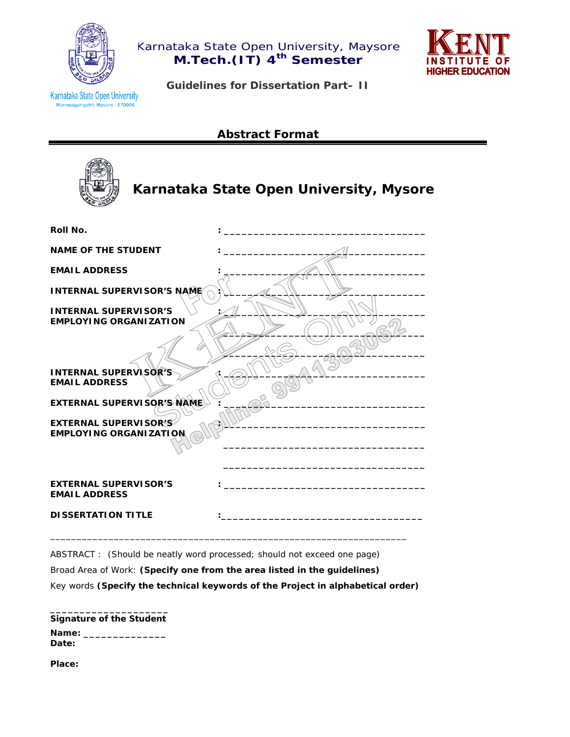Karnataka State Open University, Maysore

**M.Tech.(IT) 4th Semester**

**Guidelines for Dissertation Part– II**

## Abstract Format

## Karnataka State Open University, Mysore

**Roll No.** : ________________________________

**NAME OF THE STUDENT** : ________________________________

**EMAIL ADDRESS** : ________________________________

**INTERNAL SUPERVISOR'S NAME** : ________________________________

**INTERNAL SUPERVISOR'S EMPLOYING ORGANIZATION** : ________________________________

________________________________

________________________________

**INTERNAL SUPERVISOR'S EMAIL ADDRESS** : ________________________________

**EXTERNAL SUPERVISOR'S NAME** : ________________________________

**EXTERNAL SUPERVISOR'S EMPLOYING ORGANIZATION** : ________________________________

________________________________

________________________________

**EXTERNAL SUPERVISOR'S EMAIL ADDRESS** : ________________________________

**DISSERTATION TITLE** : ________________________________

________________________________________________________________

ABSTRACT : (Should be neatly word processed; should not exceed one page)

Broad Area of Work: **(Specify one from the area listed in the guidelines)**

Key words **(Specify the technical keywords of the Project in alphabetical order)**

____________________

**Signature of the Student**

**Name:** ______________

**Date:**

**Place:**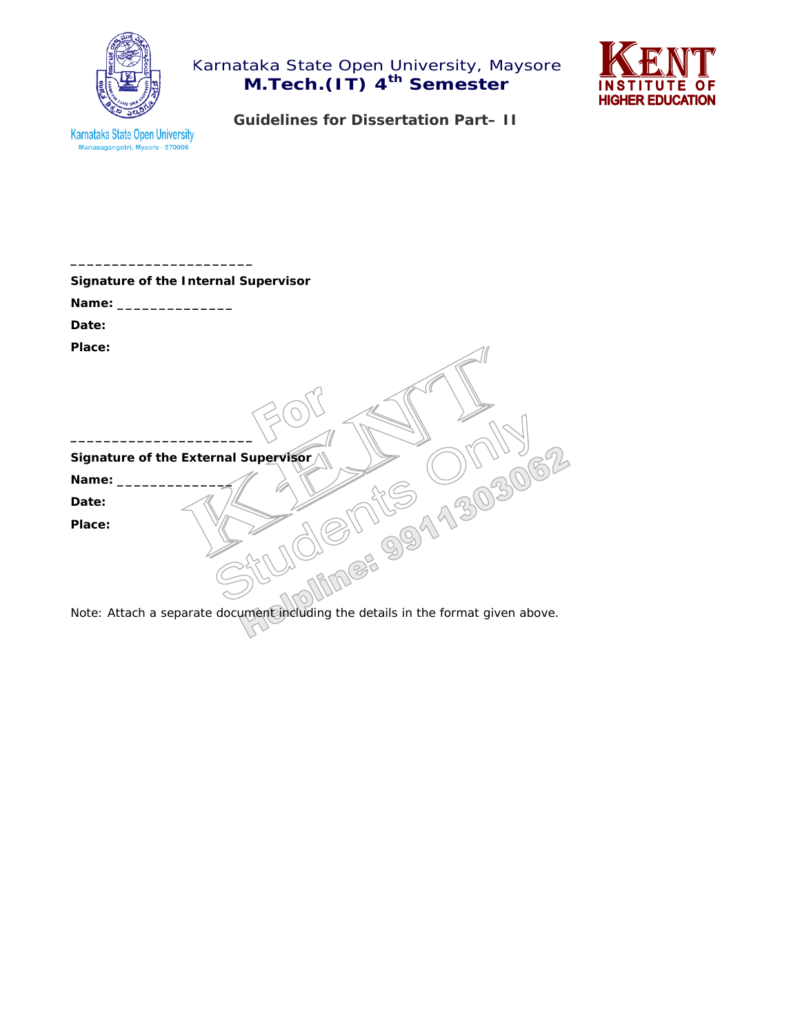______________________

**Signature of the Internal Supervisor**

**Name:** ______________

**Date:**

**Place:**

______________________

**Signature of the External Supervisor**

**Name:** ______________

**Date:**

**Place:**

Note: Attach a separate document including the details in the format given above.